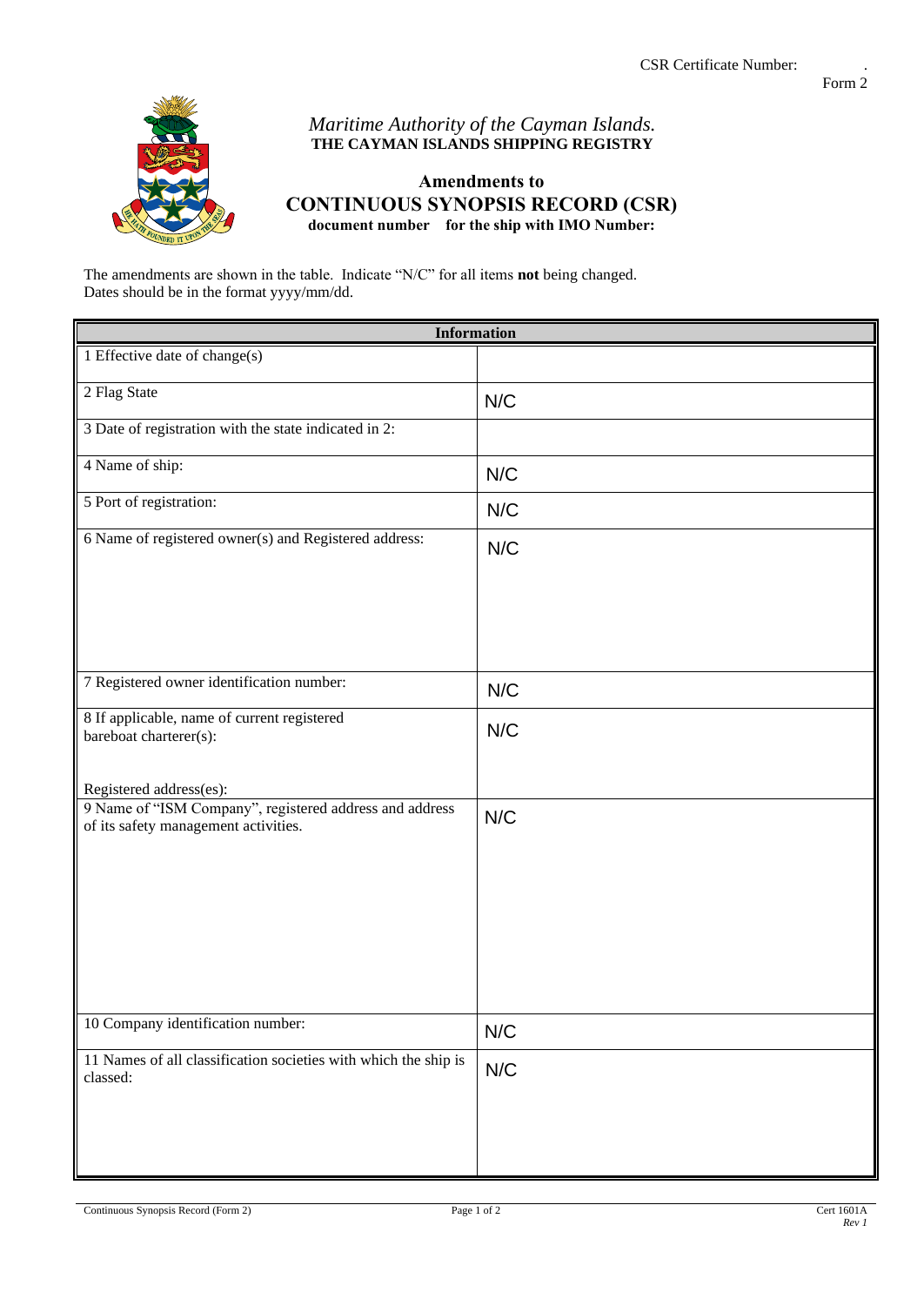CSR Certificate Number: .
Form 2

*Maritime Authority of the Cayman Islands.*
**THE CAYMAN ISLANDS SHIPPING REGISTRY**

## Amendments to
## CONTINUOUS SYNOPSIS RECORD (CSR)
**document number for the ship with IMO Number:**

The amendments are shown in the table. Indicate "N/C" for all items **not** being changed.
Dates should be in the format yyyy/mm/dd.

| Information | |
|---|---|
| 1 Effective date of change(s) | |
| 2 Flag State | N/C |
| 3 Date of registration with the state indicated in 2: | |
| 4 Name of ship: | N/C |
| 5 Port of registration: | N/C |
| 6 Name of registered owner(s) and Registered address: | N/C |
| 7 Registered owner identification number: | N/C |
| 8 If applicable, name of current registered bareboat charterer(s): Registered address(es): | N/C |
| 9 Name of "ISM Company", registered address and address of its safety management activities. | N/C |
| 10 Company identification number: | N/C |
| 11 Names of all classification societies with which the ship is classed: | N/C |

Continuous Synopsis Record (Form 2) Cert 1601A *Rev 1*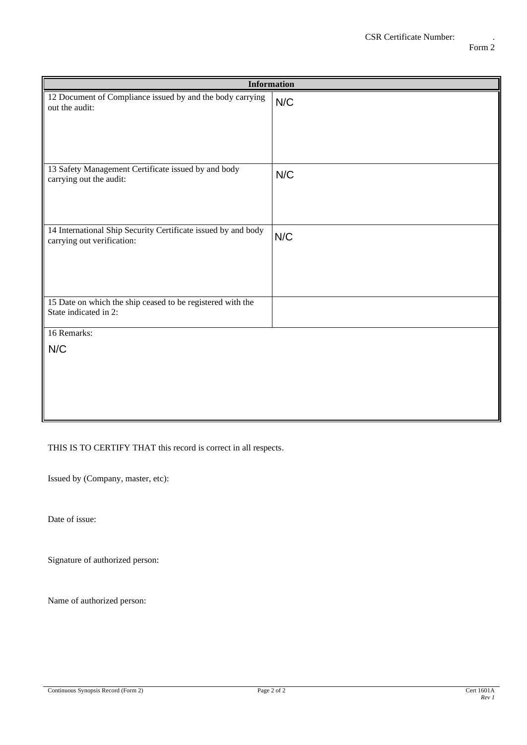CSR Certificate Number: .

Form 2

| Information | |
|---|---|
| 12 Document of Compliance issued by and the body carrying out the audit: | N/C |
| 13 Safety Management Certificate issued by and body carrying out the audit: | N/C |
| 14 International Ship Security Certificate issued by and body carrying out verification: | N/C |
| 15 Date on which the ship ceased to be registered with the State indicated in 2: | |
| 16 Remarks: N/C | |

THIS IS TO CERTIFY THAT this record is correct in all respects.

Issued by (Company, master, etc):

Date of issue:

Signature of authorized person:

Name of authorized person:

Continuous Synopsis Record (Form 2)

Cert 1601A
*Rev 1*